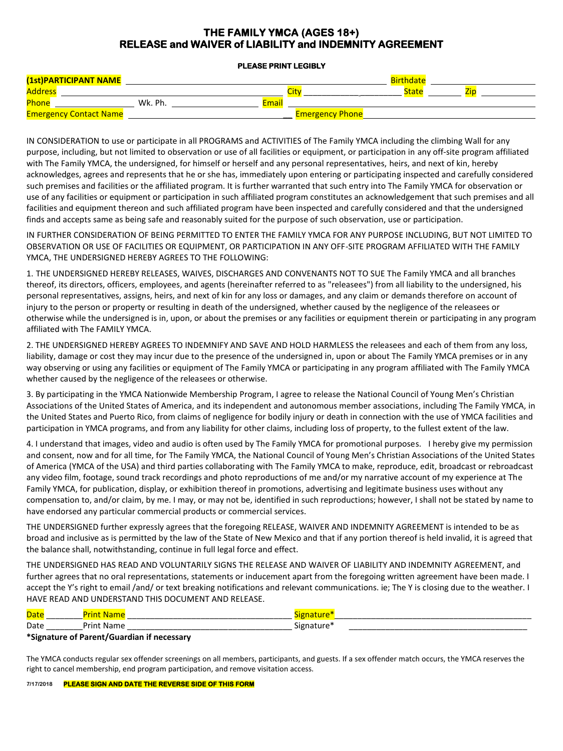# THE FAMILY YMCA (AGES 18+)
# RELEASE and WAIVER of LIABILITY and INDEMNITY AGREEMENT

**PLEASE PRINT LEGIBLY**

(1st)PARTICIPANT NAME ________________________________________ Birthdate ____________________
Address ____________________________________________ City _____________________ State ________ Zip ____________
Phone __________________ Wk. Ph. ___________________ Email ____________________________________________
Emergency Contact Name ______________________________________ Emergency Phone ______________________________

IN CONSIDERATION to use or participate in all PROGRAMS and ACTIVITIES of The Family YMCA including the climbing Wall for any purpose, including, but not limited to observation or use of all facilities or equipment, or participation in any off-site program affiliated with The Family YMCA, the undersigned, for himself or herself and any personal representatives, heirs, and next of kin, hereby acknowledges, agrees and represents that he or she has, immediately upon entering or participating inspected and carefully considered such premises and facilities or the affiliated program. It is further warranted that such entry into The Family YMCA for observation or use of any facilities or equipment or participation in such affiliated program constitutes an acknowledgement that such premises and all facilities and equipment thereon and such affiliated program have been inspected and carefully considered and that the undersigned finds and accepts same as being safe and reasonably suited for the purpose of such observation, use or participation.

IN FURTHER CONSIDERATION OF BEING PERMITTED TO ENTER THE FAMILY YMCA FOR ANY PURPOSE INCLUDING, BUT NOT LIMITED TO OBSERVATION OR USE OF FACILITIES OR EQUIPMENT, OR PARTICIPATION IN ANY OFF-SITE PROGRAM AFFILIATED WITH THE FAMILY YMCA, THE UNDERSIGNED HEREBY AGREES TO THE FOLLOWING:

1. THE UNDERSIGNED HEREBY RELEASES, WAIVES, DISCHARGES AND CONVENANTS NOT TO SUE The Family YMCA and all branches thereof, its directors, officers, employees, and agents (hereinafter referred to as "releasees") from all liability to the undersigned, his personal representatives, assigns, heirs, and next of kin for any loss or damages, and any claim or demands therefore on account of injury to the person or property or resulting in death of the undersigned, whether caused by the negligence of the releasees or otherwise while the undersigned is in, upon, or about the premises or any facilities or equipment therein or participating in any program affiliated with The FAMILY YMCA.

2. THE UNDERSIGNED HEREBY AGREES TO INDEMNIFY AND SAVE AND HOLD HARMLESS the releasees and each of them from any loss, liability, damage or cost they may incur due to the presence of the undersigned in, upon or about The Family YMCA premises or in any way observing or using any facilities or equipment of The Family YMCA or participating in any program affiliated with The Family YMCA whether caused by the negligence of the releasees or otherwise.

3. By participating in the YMCA Nationwide Membership Program, I agree to release the National Council of Young Men's Christian Associations of the United States of America, and its independent and autonomous member associations, including The Family YMCA, in the United States and Puerto Rico, from claims of negligence for bodily injury or death in connection with the use of YMCA facilities and participation in YMCA programs, and from any liability for other claims, including loss of property, to the fullest extent of the law.

4. I understand that images, video and audio is often used by The Family YMCA for promotional purposes. I hereby give my permission and consent, now and for all time, for The Family YMCA, the National Council of Young Men's Christian Associations of the United States of America (YMCA of the USA) and third parties collaborating with The Family YMCA to make, reproduce, edit, broadcast or rebroadcast any video film, footage, sound track recordings and photo reproductions of me and/or my narrative account of my experience at The Family YMCA, for publication, display, or exhibition thereof in promotions, advertising and legitimate business uses without any compensation to, and/or claim, by me. I may, or may not be, identified in such reproductions; however, I shall not be stated by name to have endorsed any particular commercial products or commercial services.

THE UNDERSIGNED further expressly agrees that the foregoing RELEASE, WAIVER AND INDEMNITY AGREEMENT is intended to be as broad and inclusive as is permitted by the law of the State of New Mexico and that if any portion thereof is held invalid, it is agreed that the balance shall, notwithstanding, continue in full legal force and effect.

THE UNDERSIGNED HAS READ AND VOLUNTARILY SIGNS THE RELEASE AND WAIVER OF LIABILITY AND INDEMNITY AGREEMENT, and further agrees that no oral representations, statements or inducement apart from the foregoing written agreement have been made. I accept the Y's right to email /and/ or text breaking notifications and relevant communications. ie; The Y is closing due to the weather. I HAVE READ AND UNDERSTAND THIS DOCUMENT AND RELEASE.

Date ________ Print Name ___________________________________ Signature* _________________________________________
Date ________ Print Name ___________________________________ Signature* _________________________________________

**\*Signature of Parent/Guardian if necessary**

The YMCA conducts regular sex offender screenings on all members, participants, and guests. If a sex offender match occurs, the YMCA reserves the right to cancel membership, end program participation, and remove visitation access.

7/17/2018 **PLEASE SIGN AND DATE THE REVERSE SIDE OF THIS FORM**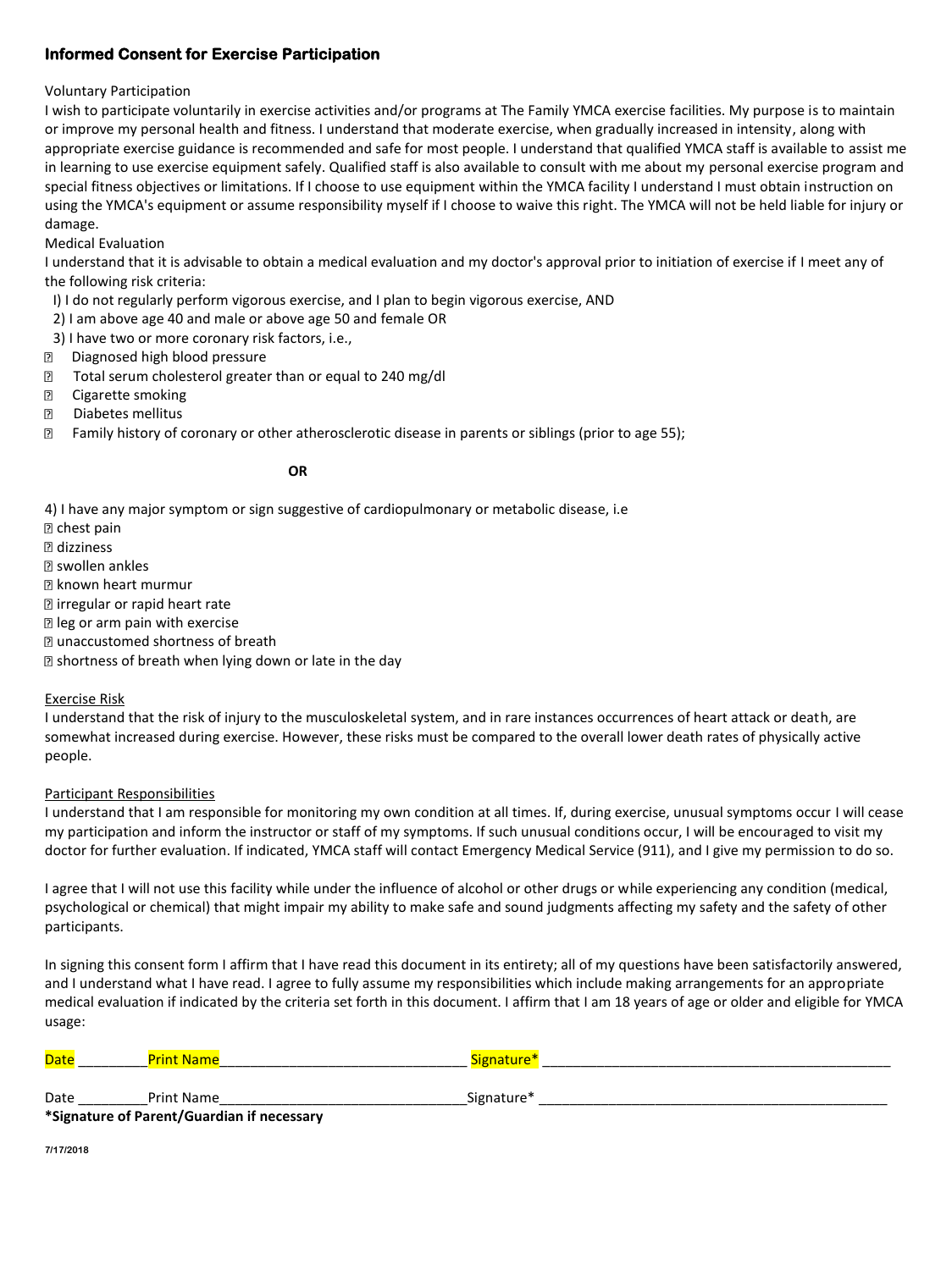## Informed Consent for Exercise Participation

Voluntary Participation

I wish to participate voluntarily in exercise activities and/or programs at The Family YMCA exercise facilities. My purpose is to maintain or improve my personal health and fitness. I understand that moderate exercise, when gradually increased in intensity, along with appropriate exercise guidance is recommended and safe for most people. I understand that qualified YMCA staff is available to assist me in learning to use exercise equipment safely. Qualified staff is also available to consult with me about my personal exercise program and special fitness objectives or limitations. If I choose to use equipment within the YMCA facility I understand I must obtain instruction on using the YMCA's equipment or assume responsibility myself if I choose to waive this right. The YMCA will not be held liable for injury or damage.

Medical Evaluation

I understand that it is advisable to obtain a medical evaluation and my doctor's approval prior to initiation of exercise if I meet any of the following risk criteria:

I) I do not regularly perform vigorous exercise, and I plan to begin vigorous exercise, AND

2) I am above age 40 and male or above age 50 and female OR

3) I have two or more coronary risk factors, i.e.,

- Diagnosed high blood pressure
- Total serum cholesterol greater than or equal to 240 mg/dl
- Cigarette smoking
- Diabetes mellitus
- Family history of coronary or other atherosclerotic disease in parents or siblings (prior to age 55);

**OR**

4) I have any major symptom or sign suggestive of cardiopulmonary or metabolic disease, i.e

- chest pain
- dizziness
- swollen ankles
- known heart murmur
- irregular or rapid heart rate
- leg or arm pain with exercise
- unaccustomed shortness of breath
- shortness of breath when lying down or late in the day

Exercise Risk

I understand that the risk of injury to the musculoskeletal system, and in rare instances occurrences of heart attack or death, are somewhat increased during exercise. However, these risks must be compared to the overall lower death rates of physically active people.

Participant Responsibilities

I understand that I am responsible for monitoring my own condition at all times. If, during exercise, unusual symptoms occur I will cease my participation and inform the instructor or staff of my symptoms. If such unusual conditions occur, I will be encouraged to visit my doctor for further evaluation. If indicated, YMCA staff will contact Emergency Medical Service (911), and I give my permission to do so.

I agree that I will not use this facility while under the influence of alcohol or other drugs or while experiencing any condition (medical, psychological or chemical) that might impair my ability to make safe and sound judgments affecting my safety and the safety of other participants.

In signing this consent form I affirm that I have read this document in its entirety; all of my questions have been satisfactorily answered, and I understand what I have read. I agree to fully assume my responsibilities which include making arrangements for an appropriate medical evaluation if indicated by the criteria set forth in this document. I affirm that I am 18 years of age or older and eligible for YMCA usage:

Date _________ Print Name _______________________________ Signature* _____________________________________________

Date _________ Print Name _______________________________ Signature* _____________________________________________

**\*Signature of Parent/Guardian if necessary**

7/17/2018